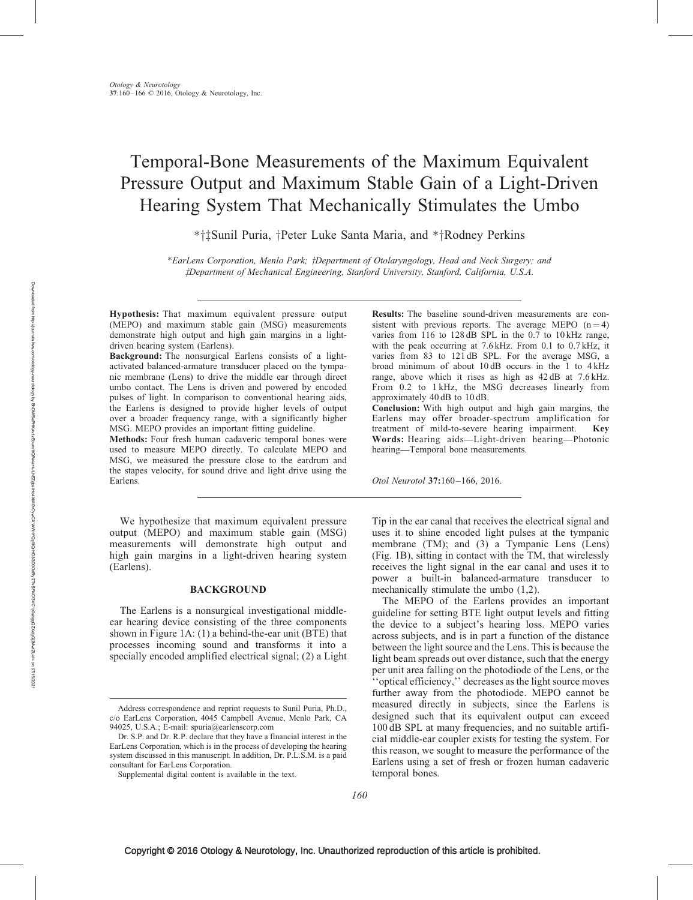# Temporal-Bone Measurements of the Maximum Equivalent Pressure Output and Maximum Stable Gain of a Light-Driven Hearing System That Mechanically Stimulates the Umbo

*†‡Sunil Puria, †Peter Luke Santa Maria, and *†Rodney Perkins

*EarLens Corporation, Menlo Park; †Department of Otolaryngology, Head and Neck Surgery; and ‡Department of Mechanical Engineering, Stanford University, Stanford, California, U.S.A.

**Hypothesis:** That maximum equivalent pressure output (MEPO) and maximum stable gain (MSG) measurements demonstrate high output and high gain margins in a light-driven hearing system (Earlens).

**Background:** The nonsurgical Earlens consists of a light-activated balanced-armature transducer placed on the tympanic membrane (Lens) to drive the middle ear through direct umbo contact. The Lens is driven and powered by encoded pulses of light. In comparison to conventional hearing aids, the Earlens is designed to provide higher levels of output over a broader frequency range, with a significantly higher MSG. MEPO provides an important fitting guideline.

**Methods:** Four fresh human cadaveric temporal bones were used to measure MEPO directly. To calculate MEPO and MSG, we measured the pressure close to the eardrum and the stapes velocity, for sound drive and light drive using the Earlens.

**Results:** The baseline sound-driven measurements are consistent with previous reports. The average MEPO (n = 4) varies from 116 to 128 dB SPL in the 0.7 to 10 kHz range, with the peak occurring at 7.6 kHz. From 0.1 to 0.7 kHz, it varies from 83 to 121 dB SPL. For the average MSG, a broad minimum of about 10 dB occurs in the 1 to 4 kHz range, above which it rises as high as 42 dB at 7.6 kHz. From 0.2 to 1 kHz, the MSG decreases linearly from approximately 40 dB to 10 dB.

**Conclusion:** With high output and high gain margins, the Earlens may offer broader-spectrum amplification for treatment of mild-to-severe hearing impairment. **Key Words:** Hearing aids—Light-driven hearing—Photonic hearing—Temporal bone measurements.

*Otol Neurotol* **37:**160–166, 2016.

We hypothesize that maximum equivalent pressure output (MEPO) and maximum stable gain (MSG) measurements will demonstrate high output and high gain margins in a light-driven hearing system (Earlens).

## BACKGROUND

The Earlens is a nonsurgical investigational middle-ear hearing device consisting of the three components shown in Figure 1A: (1) a behind-the-ear unit (BTE) that processes incoming sound and transforms it into a specially encoded amplified electrical signal; (2) a Light Tip in the ear canal that receives the electrical signal and uses it to shine encoded light pulses at the tympanic membrane (TM); and (3) a Tympanic Lens (Lens) (Fig. 1B), sitting in contact with the TM, that wirelessly receives the light signal in the ear canal and uses it to power a built-in balanced-armature transducer to mechanically stimulate the umbo (1,2).

The MEPO of the Earlens provides an important guideline for setting BTE light output levels and fitting the device to a subject's hearing loss. MEPO varies across subjects, and is in part a function of the distance between the light source and the Lens. This is because the light beam spreads out over distance, such that the energy per unit area falling on the photodiode of the Lens, or the ''optical efficiency,'' decreases as the light source moves further away from the photodiode. MEPO cannot be measured directly in subjects, since the Earlens is designed such that its equivalent output can exceed 100 dB SPL at many frequencies, and no suitable artificial middle-ear coupler exists for testing the system. For this reason, we sought to measure the performance of the Earlens using a set of fresh or frozen human cadaveric temporal bones.

---

Address correspondence and reprint requests to Sunil Puria, Ph.D., c/o EarLens Corporation, 4045 Campbell Avenue, Menlo Park, CA 94025, U.S.A.; E-mail: spuria@earlenscorp.com

Dr. S.P. and Dr. R.P. declare that they have a financial interest in the EarLens Corporation, which is in the process of developing the hearing system discussed in this manuscript. In addition, Dr. P.L.S.M. is a paid consultant for EarLens Corporation.

Supplemental digital content is available in the text.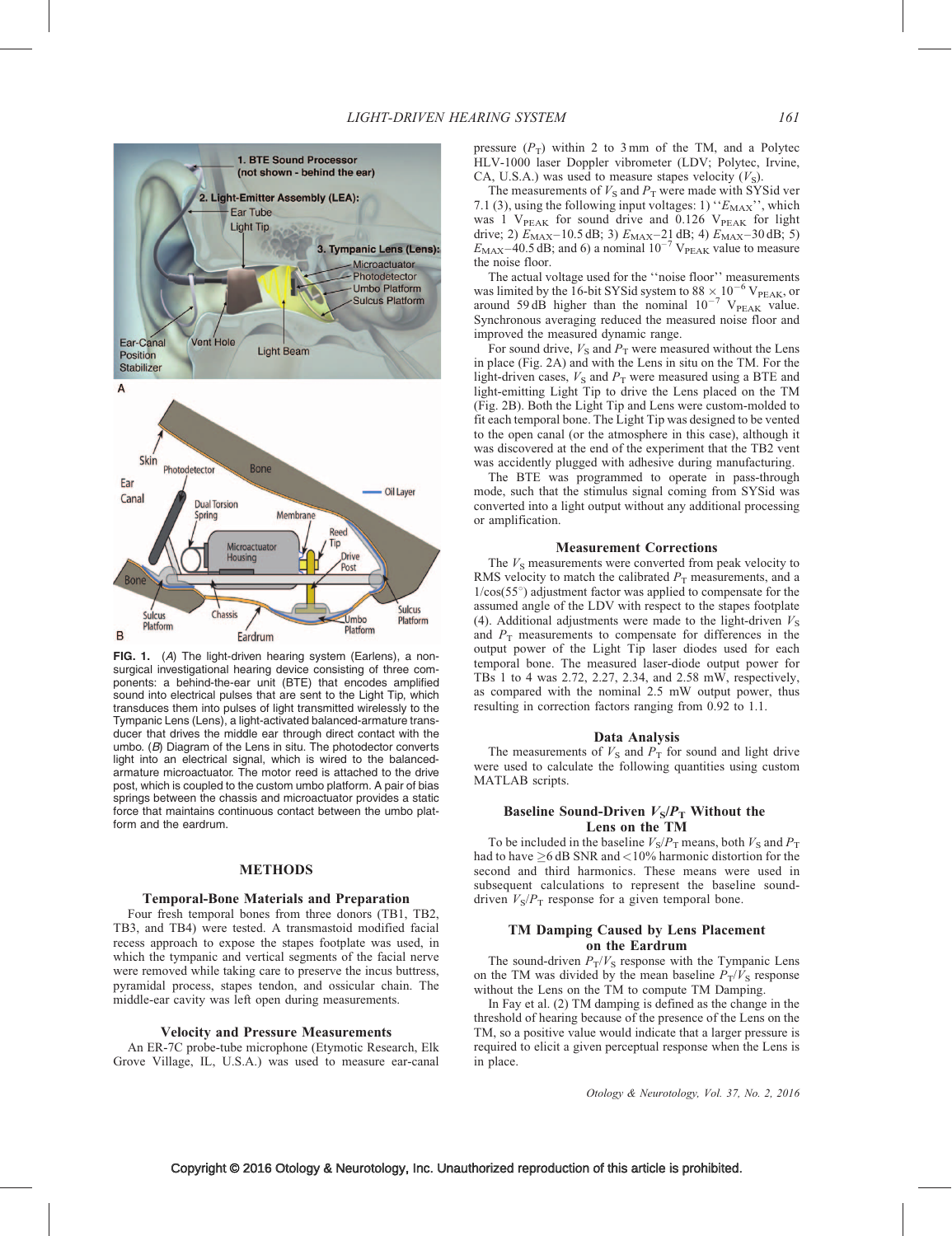FIG. 1. (*A*) The light-driven hearing system (Earlens), a non-surgical investigational hearing device consisting of three components: a behind-the-ear unit (BTE) that encodes amplified sound into electrical pulses that are sent to the Light Tip, which transduces them into pulses of light transmitted wirelessly to the Tympanic Lens (Lens), a light-activated balanced-armature transducer that drives the middle ear through direct contact with the umbo. (*B*) Diagram of the Lens in situ. The photodetector converts light into an electrical signal, which is wired to the balanced-armature microactuator. The motor reed is attached to the drive post, which is coupled to the custom umbo platform. A pair of bias springs between the chassis and microactuator provides a static force that maintains continuous contact between the umbo platform and the eardrum.

## METHODS

### Temporal-Bone Materials and Preparation

Four fresh temporal bones from three donors (TB1, TB2, TB3, and TB4) were tested. A transmastoid modified facial recess approach to expose the stapes footplate was used, in which the tympanic and vertical segments of the facial nerve were removed while taking care to preserve the incus buttress, pyramidal process, stapes tendon, and ossicular chain. The middle-ear cavity was left open during measurements.

### Velocity and Pressure Measurements

An ER-7C probe-tube microphone (Etymotic Research, Elk Grove Village, IL, U.S.A.) was used to measure ear-canal pressure ($P_T$) within 2 to 3 mm of the TM, and a Polytec HLV-1000 laser Doppler vibrometer (LDV; Polytec, Irvine, CA, U.S.A.) was used to measure stapes velocity ($V_S$).

The measurements of $V_S$ and $P_T$ were made with SYSid ver 7.1 (3), using the following input voltages: 1) ''$E_{MAX}$'', which was 1 $V_{PEAK}$ for sound drive and 0.126 $V_{PEAK}$ for light drive; 2) $E_{MAX}$–10.5 dB; 3) $E_{MAX}$–21 dB; 4) $E_{MAX}$–30 dB; 5) $E_{MAX}$–40.5 dB; and 6) a nominal $10^{-7}$ $V_{PEAK}$ value to measure the noise floor.

The actual voltage used for the ''noise floor'' measurements was limited by the 16-bit SYSid system to $88 \times 10^{-6}$ $V_{PEAK}$, or around 59 dB higher than the nominal $10^{-7}$ $V_{PEAK}$ value. Synchronous averaging reduced the measured noise floor and improved the measured dynamic range.

For sound drive, $V_S$ and $P_T$ were measured without the Lens in place (Fig. 2A) and with the Lens in situ on the TM. For the light-driven cases, $V_S$ and $P_T$ were measured using a BTE and light-emitting Light Tip to drive the Lens placed on the TM (Fig. 2B). Both the Light Tip and Lens were custom-molded to fit each temporal bone. The Light Tip was designed to be vented to the open canal (or the atmosphere in this case), although it was discovered at the end of the experiment that the TB2 vent was accidently plugged with adhesive during manufacturing.

The BTE was programmed to operate in pass-through mode, such that the stimulus signal coming from SYSid was converted into a light output without any additional processing or amplification.

### Measurement Corrections

The $V_S$ measurements were converted from peak velocity to RMS velocity to match the calibrated $P_T$ measurements, and a $1/\cos(55^{\circ})$ adjustment factor was applied to compensate for the assumed angle of the LDV with respect to the stapes footplate (4). Additional adjustments were made to the light-driven $V_S$ and $P_T$ measurements to compensate for differences in the output power of the Light Tip laser diodes used for each temporal bone. The measured laser-diode output power for TBs 1 to 4 was 2.72, 2.27, 2.34, and 2.58 mW, respectively, as compared with the nominal 2.5 mW output power, thus resulting in correction factors ranging from 0.92 to 1.1.

### Data Analysis

The measurements of $V_S$ and $P_T$ for sound and light drive were used to calculate the following quantities using custom MATLAB scripts.

### Baseline Sound-Driven $V_S/P_T$ Without the Lens on the TM

To be included in the baseline $V_S/P_T$ means, both $V_S$ and $P_T$ had to have $\geq$6 dB SNR and <10% harmonic distortion for the second and third harmonics. These means were used in subsequent calculations to represent the baseline sound-driven $V_S/P_T$ response for a given temporal bone.

### TM Damping Caused by Lens Placement on the Eardrum

The sound-driven $P_T/V_S$ response with the Tympanic Lens on the TM was divided by the mean baseline $P_T/V_S$ response without the Lens on the TM to compute TM Damping.

In Fay et al. (2) TM damping is defined as the change in the threshold of hearing because of the presence of the Lens on the TM, so a positive value would indicate that a larger pressure is required to elicit a given perceptual response when the Lens is in place.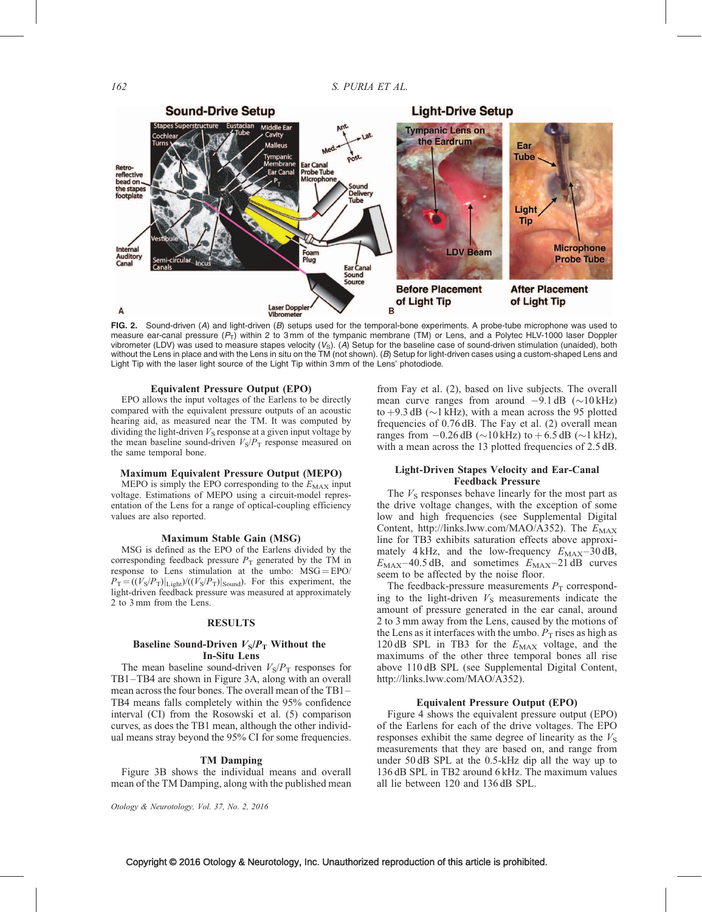**FIG. 2.** Sound-driven (*A*) and light-driven (*B*) setups used for the temporal-bone experiments. A probe-tube microphone was used to measure ear-canal pressure ($P_T$) within 2 to 3 mm of the tympanic membrane (TM) or Lens, and a Polytec HLV-1000 laser Doppler vibrometer (LDV) was used to measure stapes velocity ($V_S$). (*A*) Setup for the baseline case of sound-driven stimulation (unaided), both without the Lens in place and with the Lens in situ on the TM (not shown). (*B*) Setup for light-driven cases using a custom-shaped Lens and Light Tip with the laser light source of the Light Tip within 3 mm of the Lens' photodiode.

### Equivalent Pressure Output (EPO)

EPO allows the input voltages of the Earlens to be directly compared with the equivalent pressure outputs of an acoustic hearing aid, as measured near the TM. It was computed by dividing the light-driven $V_S$ response at a given input voltage by the mean baseline sound-driven $V_S/P_T$ response measured on the same temporal bone.

### Maximum Equivalent Pressure Output (MEPO)

MEPO is simply the EPO corresponding to the $E_{MAX}$ input voltage. Estimations of MEPO using a circuit-model representation of the Lens for a range of optical-coupling efficiency values are also reported.

### Maximum Stable Gain (MSG)

MSG is defined as the EPO of the Earlens divided by the corresponding feedback pressure $P_T$ generated by the TM in response to Lens stimulation at the umbo: $MSG = EPO/P_T = ((V_S/P_T)|_{Light})/((V_S/P_T)|_{Sound})$. For this experiment, the light-driven feedback pressure was measured at approximately 2 to 3 mm from the Lens.

## RESULTS

### Baseline Sound-Driven $V_S/P_T$ Without the In-Situ Lens

The mean baseline sound-driven $V_S/P_T$ responses for TB1–TB4 are shown in Figure 3A, along with an overall mean across the four bones. The overall mean of the TB1–TB4 means falls completely within the 95% confidence interval (CI) from the Rosowski et al. (5) comparison curves, as does the TB1 mean, although the other individual means stray beyond the 95% CI for some frequencies.

### TM Damping

Figure 3B shows the individual means and overall mean of the TM Damping, along with the published mean from Fay et al. (2), based on live subjects. The overall mean curve ranges from around −9.1 dB (~10 kHz) to +9.3 dB (~1 kHz), with a mean across the 95 plotted frequencies of 0.76 dB. The Fay et al. (2) overall mean ranges from −0.26 dB (~10 kHz) to + 6.5 dB (~1 kHz), with a mean across the 13 plotted frequencies of 2.5 dB.

### Light-Driven Stapes Velocity and Ear-Canal Feedback Pressure

The $V_S$ responses behave linearly for the most part as the drive voltage changes, with the exception of some low and high frequencies (see Supplemental Digital Content, http://links.lww.com/MAO/A352). The $E_{MAX}$ line for TB3 exhibits saturation effects above approximately 4 kHz, and the low-frequency $E_{MAX}$−30 dB, $E_{MAX}$−40.5 dB, and sometimes $E_{MAX}$−21 dB curves seem to be affected by the noise floor.

The feedback-pressure measurements $P_T$ corresponding to the light-driven $V_S$ measurements indicate the amount of pressure generated in the ear canal, around 2 to 3 mm away from the Lens, caused by the motions of the Lens as it interfaces with the umbo. $P_T$ rises as high as 120 dB SPL in TB3 for the $E_{MAX}$ voltage, and the maximums of the other three temporal bones all rise above 110 dB SPL (see Supplemental Digital Content, http://links.lww.com/MAO/A352).

### Equivalent Pressure Output (EPO)

Figure 4 shows the equivalent pressure output (EPO) of the Earlens for each of the drive voltages. The EPO responses exhibit the same degree of linearity as the $V_S$ measurements that they are based on, and range from under 50 dB SPL at the 0.5-kHz dip all the way up to 136 dB SPL in TB2 around 6 kHz. The maximum values all lie between 120 and 136 dB SPL.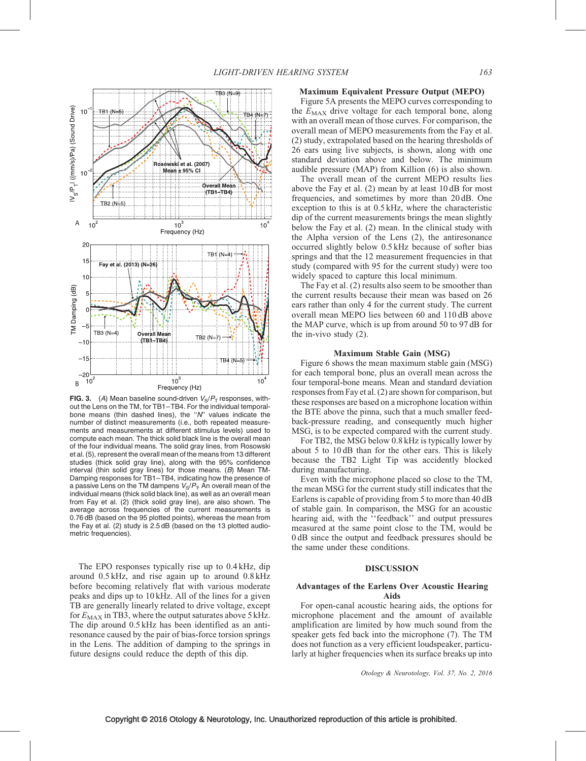FIG. 3. (*A*) Mean baseline sound-driven $V_S/P_T$ responses, without the Lens on the TM, for TB1–TB4. For the individual temporal-bone means (thin dashed lines), the "*N*" values indicate the number of distinct measurements (i.e., both repeated measurements and measurements at different stimulus levels) used to compute each mean. The thick solid black line is the overall mean of the four individual means. The solid gray lines, from Rosowski et al. (5), represent the overall mean of the means from 13 different studies (thick solid gray line), along with the 95% confidence interval (thin solid gray lines) for those means. (*B*) Mean TM-Damping responses for TB1–TB4, indicating how the presence of a passive Lens on the TM dampens $V_S/P_T$. An overall mean of the individual means (thick solid black line), as well as an overall mean from Fay et al. (2) (thick solid gray line), are also shown. The average across frequencies of the current measurements is 0.76 dB (based on the 95 plotted points), whereas the mean from the Fay et al. (2) study is 2.5 dB (based on the 13 plotted audiometric frequencies).

The EPO responses typically rise up to 0.4 kHz, dip around 0.5 kHz, and rise again up to around 0.8 kHz before becoming relatively flat with various moderate peaks and dips up to 10 kHz. All of the lines for a given TB are generally linearly related to drive voltage, except for $E_{MAX}$ in TB3, where the output saturates above 5 kHz. The dip around 0.5 kHz has been identified as an anti-resonance caused by the pair of bias-force torsion springs in the Lens. The addition of damping to the springs in future designs could reduce the depth of this dip.

## Maximum Equivalent Pressure Output (MEPO)

Figure 5A presents the MEPO curves corresponding to the $E_{MAX}$ drive voltage for each temporal bone, along with an overall mean of those curves. For comparison, the overall mean of MEPO measurements from the Fay et al. (2) study, extrapolated based on the hearing thresholds of 26 ears using live subjects, is shown, along with one standard deviation above and below. The minimum audible pressure (MAP) from Killion (6) is also shown.

The overall mean of the current MEPO results lies above the Fay et al. (2) mean by at least 10 dB for most frequencies, and sometimes by more than 20 dB. One exception to this is at 0.5 kHz, where the characteristic dip of the current measurements brings the mean slightly below the Fay et al. (2) mean. In the clinical study with the Alpha version of the Lens (2), the antiresonance occurred slightly below 0.5 kHz because of softer bias springs and that the 12 measurement frequencies in that study (compared with 95 for the current study) were too widely spaced to capture this local minimum.

The Fay et al. (2) results also seem to be smoother than the current results because their mean was based on 26 ears rather than only 4 for the current study. The current overall mean MEPO lies between 60 and 110 dB above the MAP curve, which is up from around 50 to 97 dB for the in-vivo study (2).

## Maximum Stable Gain (MSG)

Figure 6 shows the mean maximum stable gain (MSG) for each temporal bone, plus an overall mean across the four temporal-bone means. Mean and standard deviation responses from Fay et al. (2) are shown for comparison, but these responses are based on a microphone location within the BTE above the pinna, such that a much smaller feedback-pressure reading, and consequently much higher MSG, is to be expected compared with the current study.

For TB2, the MSG below 0.8 kHz is typically lower by about 5 to 10 dB than for the other ears. This is likely because the TB2 Light Tip was accidently blocked during manufacturing.

Even with the microphone placed so close to the TM, the mean MSG for the current study still indicates that the Earlens is capable of providing from 5 to more than 40 dB of stable gain. In comparison, the MSG for an acoustic hearing aid, with the "feedback" and output pressures measured at the same point close to the TM, would be 0 dB since the output and feedback pressures should be the same under these conditions.

## DISCUSSION

### Advantages of the Earlens Over Acoustic Hearing Aids

For open-canal acoustic hearing aids, the options for microphone placement and the amount of available amplification are limited by how much sound from the speaker gets fed back into the microphone (7). The TM does not function as a very efficient loudspeaker, particularly at higher frequencies when its surface breaks up into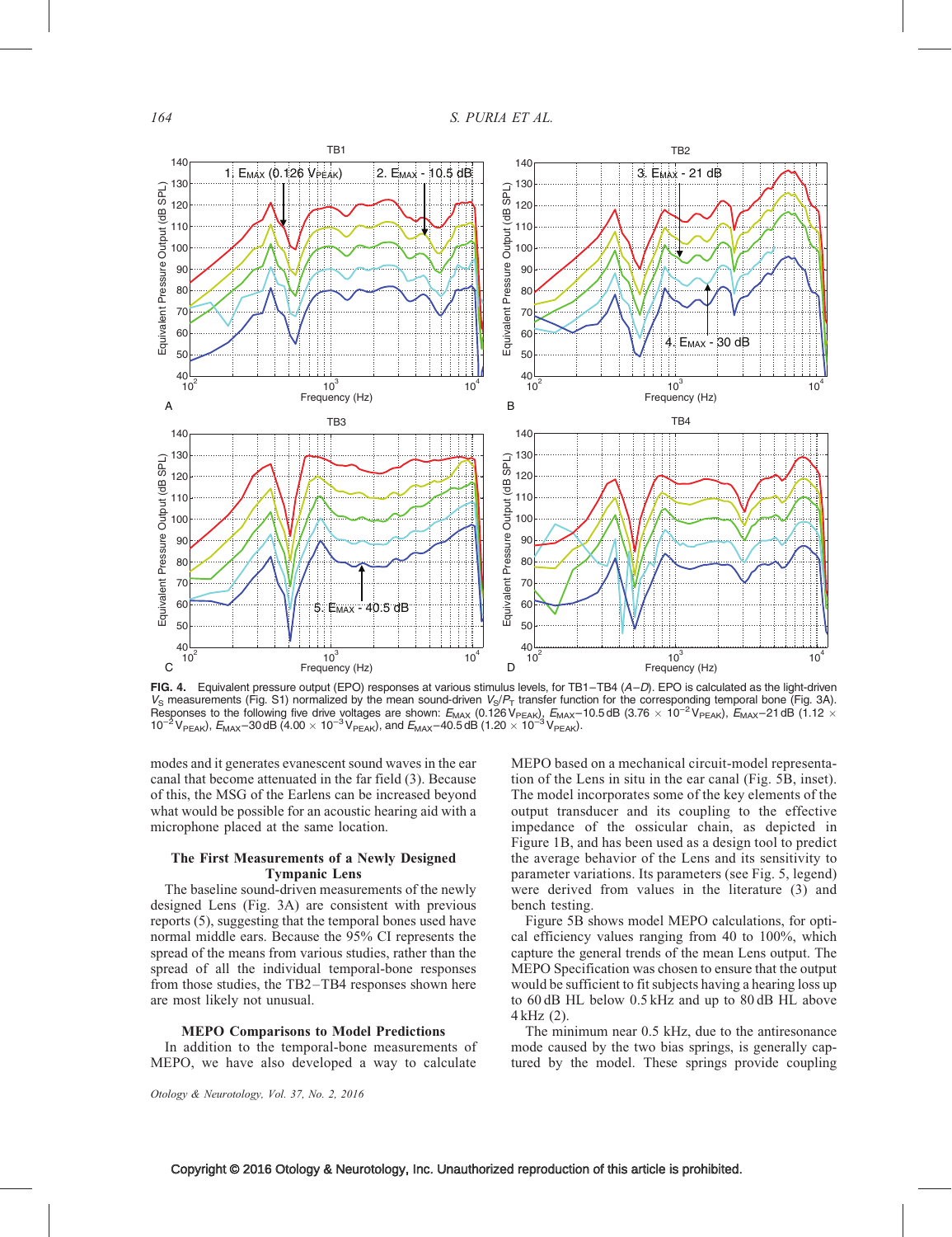**FIG. 4.** Equivalent pressure output (EPO) responses at various stimulus levels, for TB1–TB4 (*A–D*). EPO is calculated as the light-driven $V_S$ measurements (Fig. S1) normalized by the mean sound-driven $V_S/P_T$ transfer function for the corresponding temporal bone (Fig. 3A). Responses to the following five drive voltages are shown: $E_{MAX}$ (0.126 $V_{PEAK}$), $E_{MAX}$–10.5 dB (3.76 × $10^{-2}$ $V_{PEAK}$), $E_{MAX}$–21 dB (1.12 × $10^{-2}$ $V_{PEAK}$), $E_{MAX}$–30 dB (4.00 × $10^{-3}$ $V_{PEAK}$), and $E_{MAX}$–40.5 dB (1.20 × $10^{-3}$ $V_{PEAK}$).

modes and it generates evanescent sound waves in the ear canal that become attenuated in the far field (3). Because of this, the MSG of the Earlens can be increased beyond what would be possible for an acoustic hearing aid with a microphone placed at the same location.

### The First Measurements of a Newly Designed Tympanic Lens

The baseline sound-driven measurements of the newly designed Lens (Fig. 3A) are consistent with previous reports (5), suggesting that the temporal bones used have normal middle ears. Because the 95% CI represents the spread of the means from various studies, rather than the spread of all the individual temporal-bone responses from those studies, the TB2–TB4 responses shown here are most likely not unusual.

### MEPO Comparisons to Model Predictions

In addition to the temporal-bone measurements of MEPO, we have also developed a way to calculate MEPO based on a mechanical circuit-model representation of the Lens in situ in the ear canal (Fig. 5B, inset). The model incorporates some of the key elements of the output transducer and its coupling to the effective impedance of the ossicular chain, as depicted in Figure 1B, and has been used as a design tool to predict the average behavior of the Lens and its sensitivity to parameter variations. Its parameters (see Fig. 5, legend) were derived from values in the literature (3) and bench testing.

Figure 5B shows model MEPO calculations, for optical efficiency values ranging from 40 to 100%, which capture the general trends of the mean Lens output. The MEPO Specification was chosen to ensure that the output would be sufficient to fit subjects having a hearing loss up to 60 dB HL below 0.5 kHz and up to 80 dB HL above 4 kHz (2).

The minimum near 0.5 kHz, due to the antiresonance mode caused by the two bias springs, is generally captured by the model. These springs provide coupling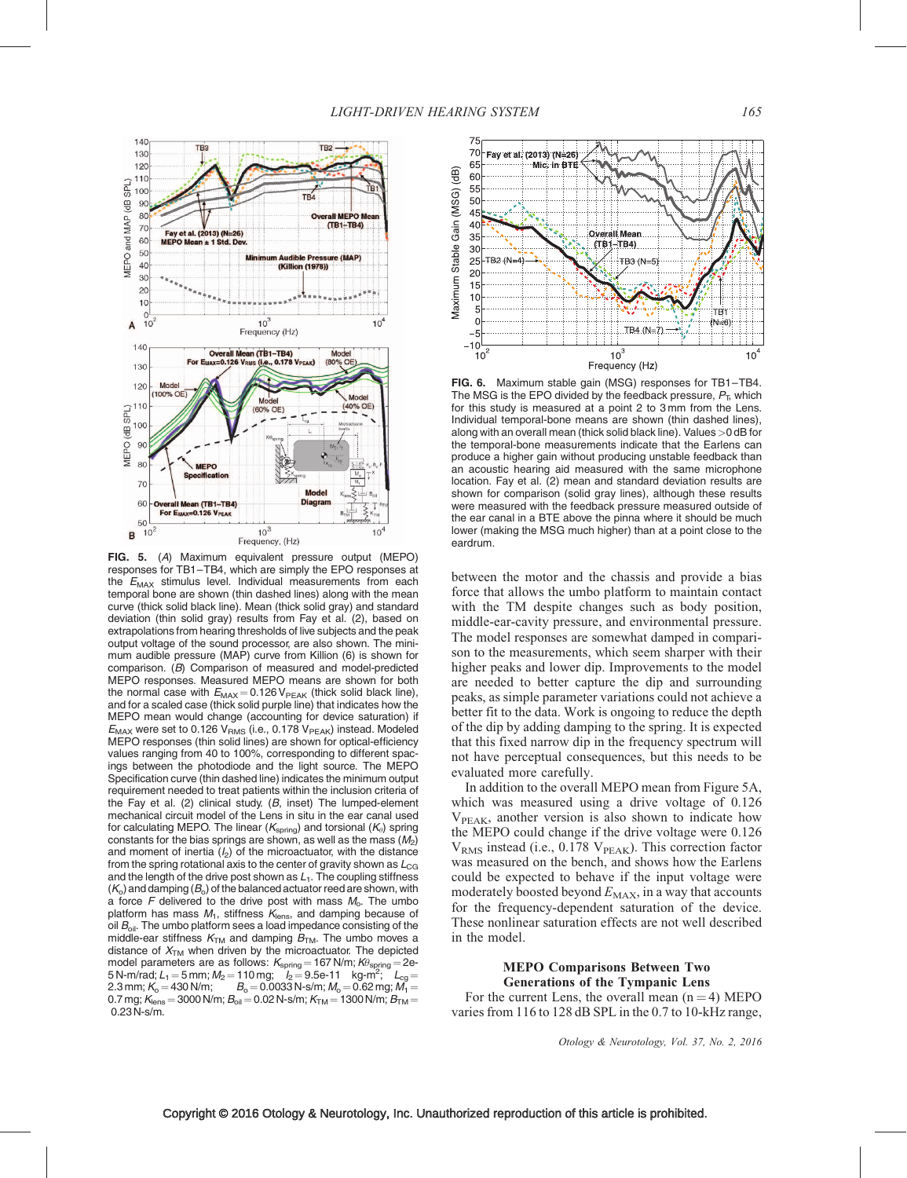**FIG. 5.** (*A*) Maximum equivalent pressure output (MEPO) responses for TB1–TB4, which are simply the EPO responses at the $E_{MAX}$ stimulus level. Individual measurements from each temporal bone are shown (thin dashed lines) along with the mean curve (thick solid black line). Mean (thick solid gray) and standard deviation (thin solid gray) results from Fay et al. (2), based on extrapolations from hearing thresholds of live subjects and the peak output voltage of the sound processor, are also shown. The minimum audible pressure (MAP) curve from Killion (6) is shown for comparison. (*B*) Comparison of measured and model-predicted MEPO responses. Measured MEPO means are shown for both the normal case with $E_{MAX} = 0.126\ V_{PEAK}$ (thick solid black line), and for a scaled case (thick solid purple line) that indicates how the MEPO mean would change (accounting for device saturation) if $E_{MAX}$ were set to $0.126\ V_{RMS}$ (i.e., $0.178\ V_{PEAK}$) instead. Modeled MEPO responses (thin solid lines) are shown for optical-efficiency values ranging from 40 to 100%, corresponding to different spacings between the photodiode and the light source. The MEPO Specification curve (thin dashed line) indicates the minimum output requirement needed to treat patients within the inclusion criteria of the Fay et al. (2) clinical study. (*B*, inset) The lumped-element mechanical circuit model of the Lens in situ in the ear canal used for calculating MEPO. The linear ($K_{spring}$) and torsional ($K_{\theta}$) spring constants for the bias springs are shown, as well as the mass ($M_2$) and moment of inertia ($I_2$) of the microactuator, with the distance from the spring rotational axis to the center of gravity shown as $L_{CG}$ and the length of the drive post shown as $L_1$. The coupling stiffness ($K_o$) and damping ($B_o$) of the balanced actuator reed are shown, with a force $F$ delivered to the drive post with mass $M_o$. The umbo platform has mass $M_1$, stiffness $K_{lens}$, and damping because of oil $B_{oil}$. The umbo platform sees a load impedance consisting of the middle-ear stiffness $K_{TM}$ and damping $B_{TM}$. The umbo moves a distance of $X_{TM}$ when driven by the microactuator. The depicted model parameters are as follows: $K_{spring} = 167$ N/m; $K\theta_{spring} = 2e\text{-}5$ N-m/rad; $L_1 = 5$ mm; $M_2 = 110$ mg; $I_2 = 9.5e\text{-}11$ kg-m$^2$; $L_{CG} = 2.3$ mm; $K_o = 430$ N/m; $B_o = 0.0033$ N-s/m; $M_o = 0.62$ mg; $M_1 = 0.7$ mg; $K_{lens} = 3000$ N/m; $B_{oil} = 0.02$ N-s/m; $K_{TM} = 1300$ N/m; $B_{TM} = 0.23$ N-s/m.

**FIG. 6.** Maximum stable gain (MSG) responses for TB1–TB4. The MSG is the EPO divided by the feedback pressure, $P_T$, which for this study is measured at a point 2 to 3 mm from the Lens. Individual temporal-bone means are shown (thin dashed lines), along with an overall mean (thick solid black line). Values >0 dB for the temporal-bone measurements indicate that the Earlens can produce a higher gain without producing unstable feedback than an acoustic hearing aid measured with the same microphone location. Fay et al. (2) mean and standard deviation results are shown for comparison (solid gray lines), although these results were measured with the feedback pressure measured outside of the ear canal in a BTE above the pinna where it should be much lower (making the MSG much higher) than at a point close to the eardrum.

between the motor and the chassis and provide a bias force that allows the umbo platform to maintain contact with the TM despite changes such as body position, middle-ear-cavity pressure, and environmental pressure. The model responses are somewhat damped in comparison to the measurements, which seem sharper with their higher peaks and lower dip. Improvements to the model are needed to better capture the dip and surrounding peaks, as simple parameter variations could not achieve a better fit to the data. Work is ongoing to reduce the depth of the dip by adding damping to the spring. It is expected that this fixed narrow dip in the frequency spectrum will not have perceptual consequences, but this needs to be evaluated more carefully.

In addition to the overall MEPO mean from Figure 5A, which was measured using a drive voltage of $0.126\ V_{PEAK}$, another version is also shown to indicate how the MEPO could change if the drive voltage were $0.126\ V_{RMS}$ instead (i.e., $0.178\ V_{PEAK}$). This correction factor was measured on the bench, and shows how the Earlens could be expected to behave if the input voltage were moderately boosted beyond $E_{MAX}$, in a way that accounts for the frequency-dependent saturation of the device. These nonlinear saturation effects are not well described in the model.

### MEPO Comparisons Between Two Generations of the Tympanic Lens

For the current Lens, the overall mean ($n = 4$) MEPO varies from 116 to 128 dB SPL in the 0.7 to 10-kHz range,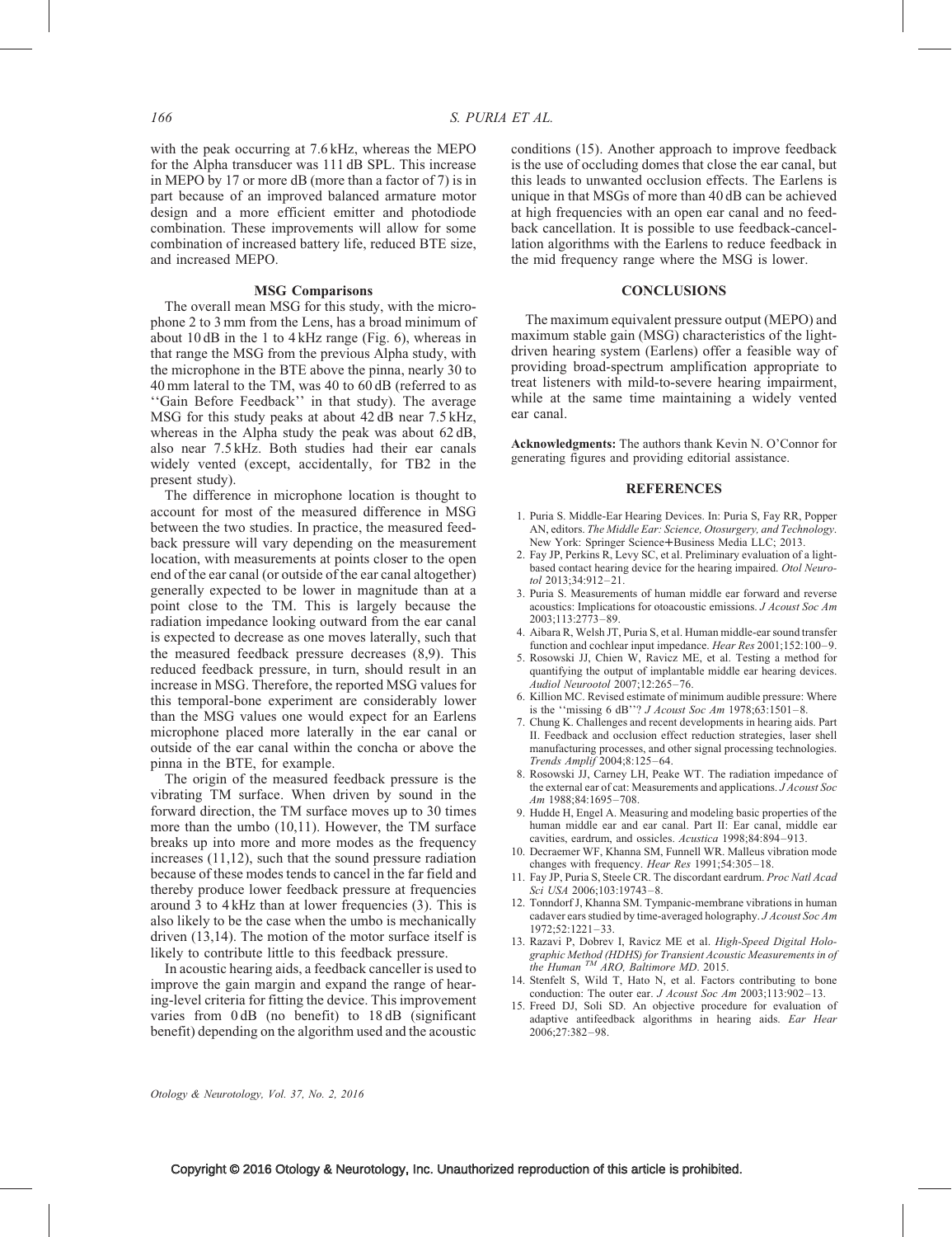with the peak occurring at 7.6 kHz, whereas the MEPO for the Alpha transducer was 111 dB SPL. This increase in MEPO by 17 or more dB (more than a factor of 7) is in part because of an improved balanced armature motor design and a more efficient emitter and photodiode combination. These improvements will allow for some combination of increased battery life, reduced BTE size, and increased MEPO.

### MSG Comparisons

The overall mean MSG for this study, with the microphone 2 to 3 mm from the Lens, has a broad minimum of about 10 dB in the 1 to 4 kHz range (Fig. 6), whereas in that range the MSG from the previous Alpha study, with the microphone in the BTE above the pinna, nearly 30 to 40 mm lateral to the TM, was 40 to 60 dB (referred to as ''Gain Before Feedback'' in that study). The average MSG for this study peaks at about 42 dB near 7.5 kHz, whereas in the Alpha study the peak was about 62 dB, also near 7.5 kHz. Both studies had their ear canals widely vented (except, accidentally, for TB2 in the present study).

The difference in microphone location is thought to account for most of the measured difference in MSG between the two studies. In practice, the measured feedback pressure will vary depending on the measurement location, with measurements at points closer to the open end of the ear canal (or outside of the ear canal altogether) generally expected to be lower in magnitude than at a point close to the TM. This is largely because the radiation impedance looking outward from the ear canal is expected to decrease as one moves laterally, such that the measured feedback pressure decreases (8,9). This reduced feedback pressure, in turn, should result in an increase in MSG. Therefore, the reported MSG values for this temporal-bone experiment are considerably lower than the MSG values one would expect for an Earlens microphone placed more laterally in the ear canal or outside of the ear canal within the concha or above the pinna in the BTE, for example.

The origin of the measured feedback pressure is the vibrating TM surface. When driven by sound in the forward direction, the TM surface moves up to 30 times more than the umbo (10,11). However, the TM surface breaks up into more and more modes as the frequency increases (11,12), such that the sound pressure radiation because of these modes tends to cancel in the far field and thereby produce lower feedback pressure at frequencies around 3 to 4 kHz than at lower frequencies (3). This is also likely to be the case when the umbo is mechanically driven (13,14). The motion of the motor surface itself is likely to contribute little to this feedback pressure.

In acoustic hearing aids, a feedback canceller is used to improve the gain margin and expand the range of hearing-level criteria for fitting the device. This improvement varies from 0 dB (no benefit) to 18 dB (significant benefit) depending on the algorithm used and the acoustic conditions (15). Another approach to improve feedback is the use of occluding domes that close the ear canal, but this leads to unwanted occlusion effects. The Earlens is unique in that MSGs of more than 40 dB can be achieved at high frequencies with an open ear canal and no feedback cancellation. It is possible to use feedback-cancellation algorithms with the Earlens to reduce feedback in the mid frequency range where the MSG is lower.

## CONCLUSIONS

The maximum equivalent pressure output (MEPO) and maximum stable gain (MSG) characteristics of the light-driven hearing system (Earlens) offer a feasible way of providing broad-spectrum amplification appropriate to treat listeners with mild-to-severe hearing impairment, while at the same time maintaining a widely vented ear canal.

**Acknowledgments:** The authors thank Kevin N. O'Connor for generating figures and providing editorial assistance.

## REFERENCES

1. Puria S. Middle-Ear Hearing Devices. In: Puria S, Fay RR, Popper AN, editors. *The Middle Ear: Science, Otosurgery, and Technology*. New York: Springer Science+Business Media LLC; 2013.
2. Fay JP, Perkins R, Levy SC, et al. Preliminary evaluation of a light-based contact hearing device for the hearing impaired. *Otol Neurotol* 2013;34:912–21.
3. Puria S. Measurements of human middle ear forward and reverse acoustics: Implications for otoacoustic emissions. *J Acoust Soc Am* 2003;113:2773–89.
4. Aibara R, Welsh JT, Puria S, et al. Human middle-ear sound transfer function and cochlear input impedance. *Hear Res* 2001;152:100–9.
5. Rosowski JJ, Chien W, Ravicz ME, et al. Testing a method for quantifying the output of implantable middle ear hearing devices. *Audiol Neurootol* 2007;12:265–76.
6. Killion MC. Revised estimate of minimum audible pressure: Where is the ''missing 6 dB''? *J Acoust Soc Am* 1978;63:1501–8.
7. Chung K. Challenges and recent developments in hearing aids. Part II. Feedback and occlusion effect reduction strategies, laser shell manufacturing processes, and other signal processing technologies. *Trends Amplif* 2004;8:125–64.
8. Rosowski JJ, Carney LH, Peake WT. The radiation impedance of the external ear of cat: Measurements and applications. *J Acoust Soc Am* 1988;84:1695–708.
9. Hudde H, Engel A. Measuring and modeling basic properties of the human middle ear and ear canal. Part II: Ear canal, middle ear cavities, eardrum, and ossicles. *Acustica* 1998;84:894–913.
10. Decraemer WF, Khanna SM, Funnell WR. Malleus vibration mode changes with frequency. *Hear Res* 1991;54:305–18.
11. Fay JP, Puria S, Steele CR. The discordant eardrum. *Proc Natl Acad Sci USA* 2006;103:19743–8.
12. Tonndorf J, Khanna SM. Tympanic-membrane vibrations in human cadaver ears studied by time-averaged holography. *J Acoust Soc Am* 1972;52:1221–33.
13. Razavi P, Dobrev I, Ravicz ME et al. *High-Speed Digital Holographic Method (HDHS) for Transient Acoustic Measurements in of the Human TM ARO, Baltimore MD.* 2015.
14. Stenfelt S, Wild T, Hato N, et al. Factors contributing to bone conduction: The outer ear. *J Acoust Soc Am* 2003;113:902–13.
15. Freed DJ, Soli SD. An objective procedure for evaluation of adaptive antifeedback algorithms in hearing aids. *Ear Hear* 2006;27:382–98.